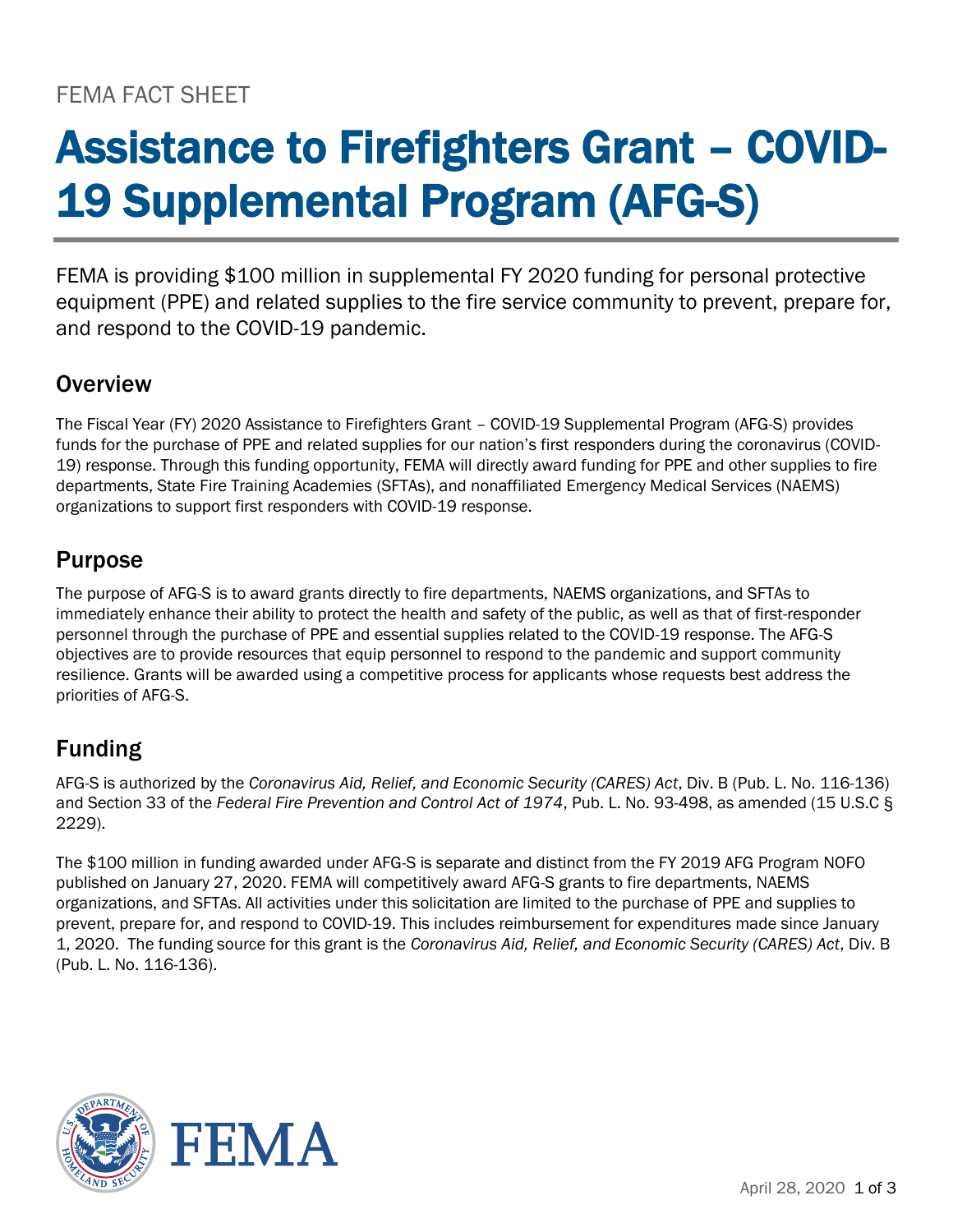FEMA FACT SHEET

# Assistance to Firefighters Grant – COVID-19 Supplemental Program (AFG-S)

FEMA is providing $100 million in supplemental FY 2020 funding for personal protective equipment (PPE) and related supplies to the fire service community to prevent, prepare for, and respond to the COVID-19 pandemic.

## Overview

The Fiscal Year (FY) 2020 Assistance to Firefighters Grant – COVID-19 Supplemental Program (AFG-S) provides funds for the purchase of PPE and related supplies for our nation's first responders during the coronavirus (COVID-19) response. Through this funding opportunity, FEMA will directly award funding for PPE and other supplies to fire departments, State Fire Training Academies (SFTAs), and nonaffiliated Emergency Medical Services (NAEMS) organizations to support first responders with COVID-19 response.

## Purpose

The purpose of AFG-S is to award grants directly to fire departments, NAEMS organizations, and SFTAs to immediately enhance their ability to protect the health and safety of the public, as well as that of first-responder personnel through the purchase of PPE and essential supplies related to the COVID-19 response. The AFG-S objectives are to provide resources that equip personnel to respond to the pandemic and support community resilience. Grants will be awarded using a competitive process for applicants whose requests best address the priorities of AFG-S.

## Funding

AFG-S is authorized by the *Coronavirus Aid, Relief, and Economic Security (CARES) Act*, Div. B (Pub. L. No. 116-136) and Section 33 of the *Federal Fire Prevention and Control Act of 1974*, Pub. L. No. 93-498, as amended (15 U.S.C § 2229).

The $100 million in funding awarded under AFG-S is separate and distinct from the FY 2019 AFG Program NOFO published on January 27, 2020. FEMA will competitively award AFG-S grants to fire departments, NAEMS organizations, and SFTAs. All activities under this solicitation are limited to the purchase of PPE and supplies to prevent, prepare for, and respond to COVID-19. This includes reimbursement for expenditures made since January 1, 2020. The funding source for this grant is the *Coronavirus Aid, Relief, and Economic Security (CARES) Act*, Div. B (Pub. L. No. 116-136).

April 28, 2020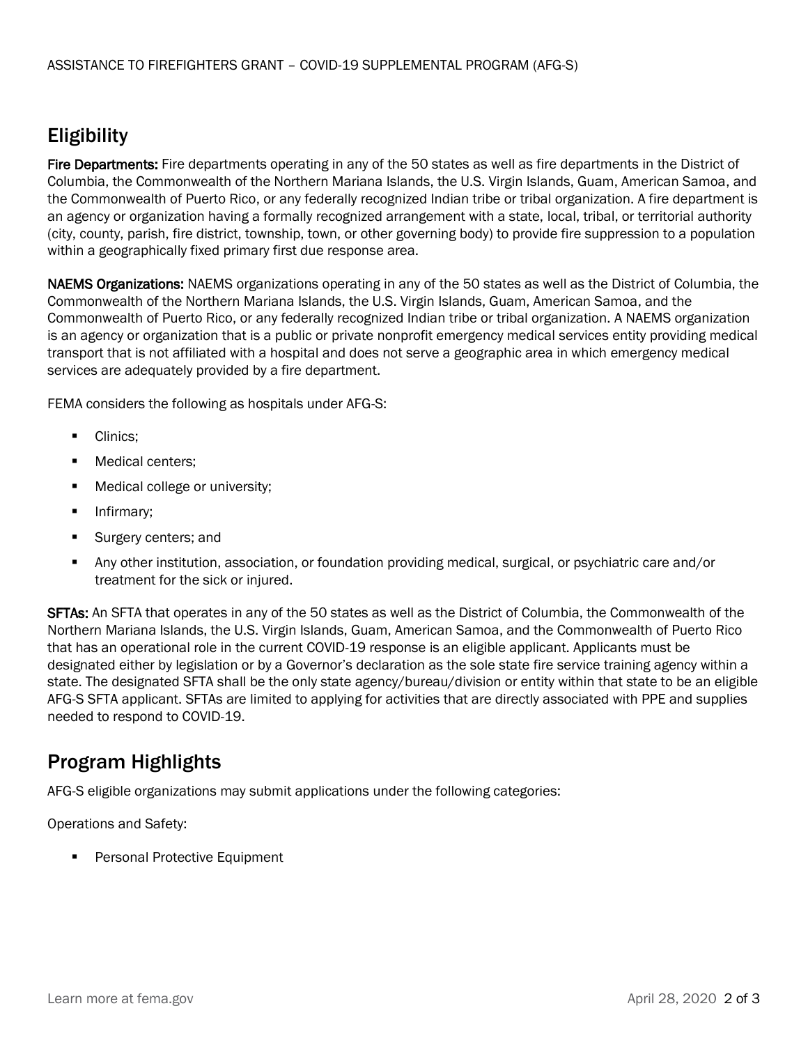## Eligibility

**Fire Departments:** Fire departments operating in any of the 50 states as well as fire departments in the District of Columbia, the Commonwealth of the Northern Mariana Islands, the U.S. Virgin Islands, Guam, American Samoa, and the Commonwealth of Puerto Rico, or any federally recognized Indian tribe or tribal organization. A fire department is an agency or organization having a formally recognized arrangement with a state, local, tribal, or territorial authority (city, county, parish, fire district, township, town, or other governing body) to provide fire suppression to a population within a geographically fixed primary first due response area.

**NAEMS Organizations:** NAEMS organizations operating in any of the 50 states as well as the District of Columbia, the Commonwealth of the Northern Mariana Islands, the U.S. Virgin Islands, Guam, American Samoa, and the Commonwealth of Puerto Rico, or any federally recognized Indian tribe or tribal organization. A NAEMS organization is an agency or organization that is a public or private nonprofit emergency medical services entity providing medical transport that is not affiliated with a hospital and does not serve a geographic area in which emergency medical services are adequately provided by a fire department.

FEMA considers the following as hospitals under AFG-S:

- Clinics;
- Medical centers;
- Medical college or university;
- Infirmary;
- Surgery centers; and
- Any other institution, association, or foundation providing medical, surgical, or psychiatric care and/or treatment for the sick or injured.

**SFTAs:** An SFTA that operates in any of the 50 states as well as the District of Columbia, the Commonwealth of the Northern Mariana Islands, the U.S. Virgin Islands, Guam, American Samoa, and the Commonwealth of Puerto Rico that has an operational role in the current COVID-19 response is an eligible applicant. Applicants must be designated either by legislation or by a Governor's declaration as the sole state fire service training agency within a state. The designated SFTA shall be the only state agency/bureau/division or entity within that state to be an eligible AFG-S SFTA applicant. SFTAs are limited to applying for activities that are directly associated with PPE and supplies needed to respond to COVID-19.

## Program Highlights

AFG-S eligible organizations may submit applications under the following categories:

Operations and Safety:

- Personal Protective Equipment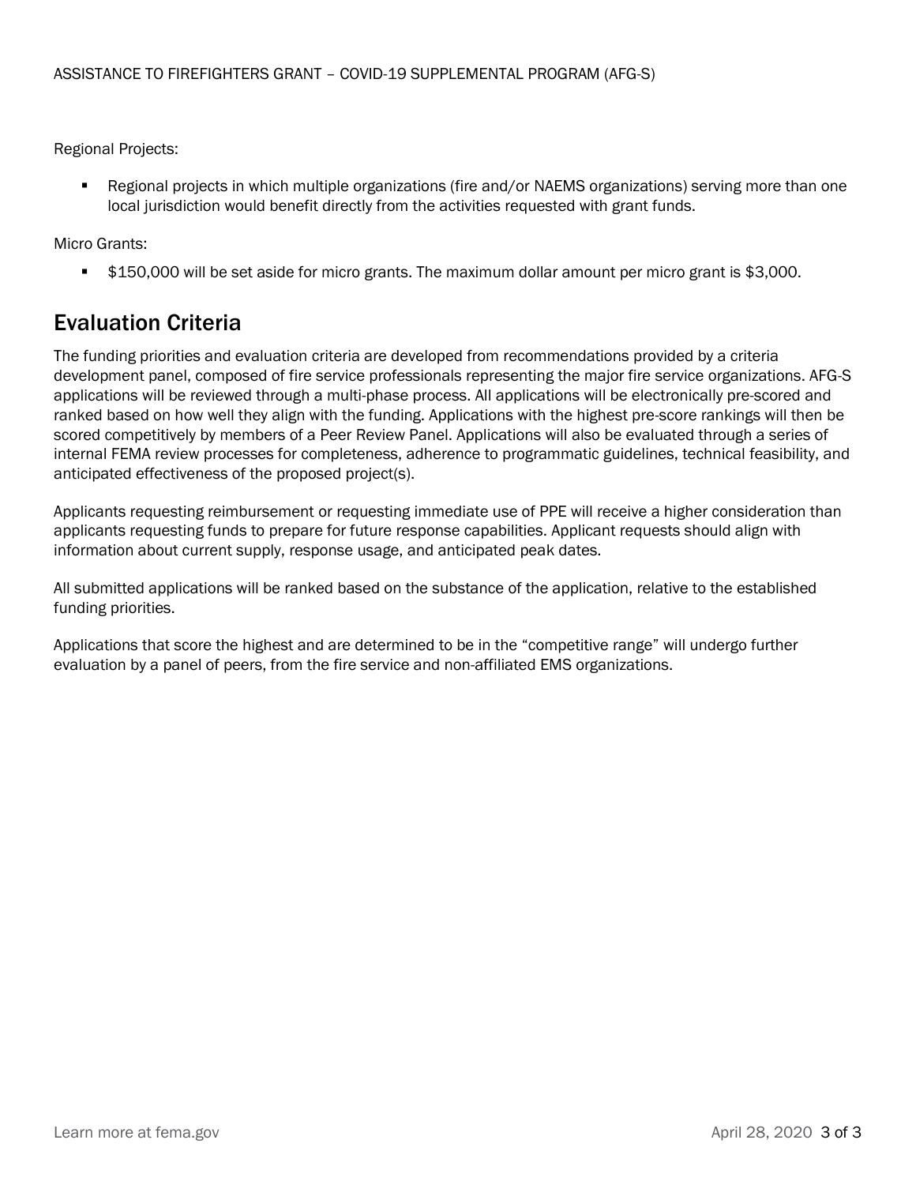Regional Projects:

- Regional projects in which multiple organizations (fire and/or NAEMS organizations) serving more than one local jurisdiction would benefit directly from the activities requested with grant funds.

Micro Grants:

- $150,000 will be set aside for micro grants. The maximum dollar amount per micro grant is $3,000.

## Evaluation Criteria

The funding priorities and evaluation criteria are developed from recommendations provided by a criteria development panel, composed of fire service professionals representing the major fire service organizations. AFG-S applications will be reviewed through a multi-phase process. All applications will be electronically pre-scored and ranked based on how well they align with the funding. Applications with the highest pre-score rankings will then be scored competitively by members of a Peer Review Panel. Applications will also be evaluated through a series of internal FEMA review processes for completeness, adherence to programmatic guidelines, technical feasibility, and anticipated effectiveness of the proposed project(s).

Applicants requesting reimbursement or requesting immediate use of PPE will receive a higher consideration than applicants requesting funds to prepare for future response capabilities. Applicant requests should align with information about current supply, response usage, and anticipated peak dates.

All submitted applications will be ranked based on the substance of the application, relative to the established funding priorities.

Applications that score the highest and are determined to be in the "competitive range" will undergo further evaluation by a panel of peers, from the fire service and non-affiliated EMS organizations.